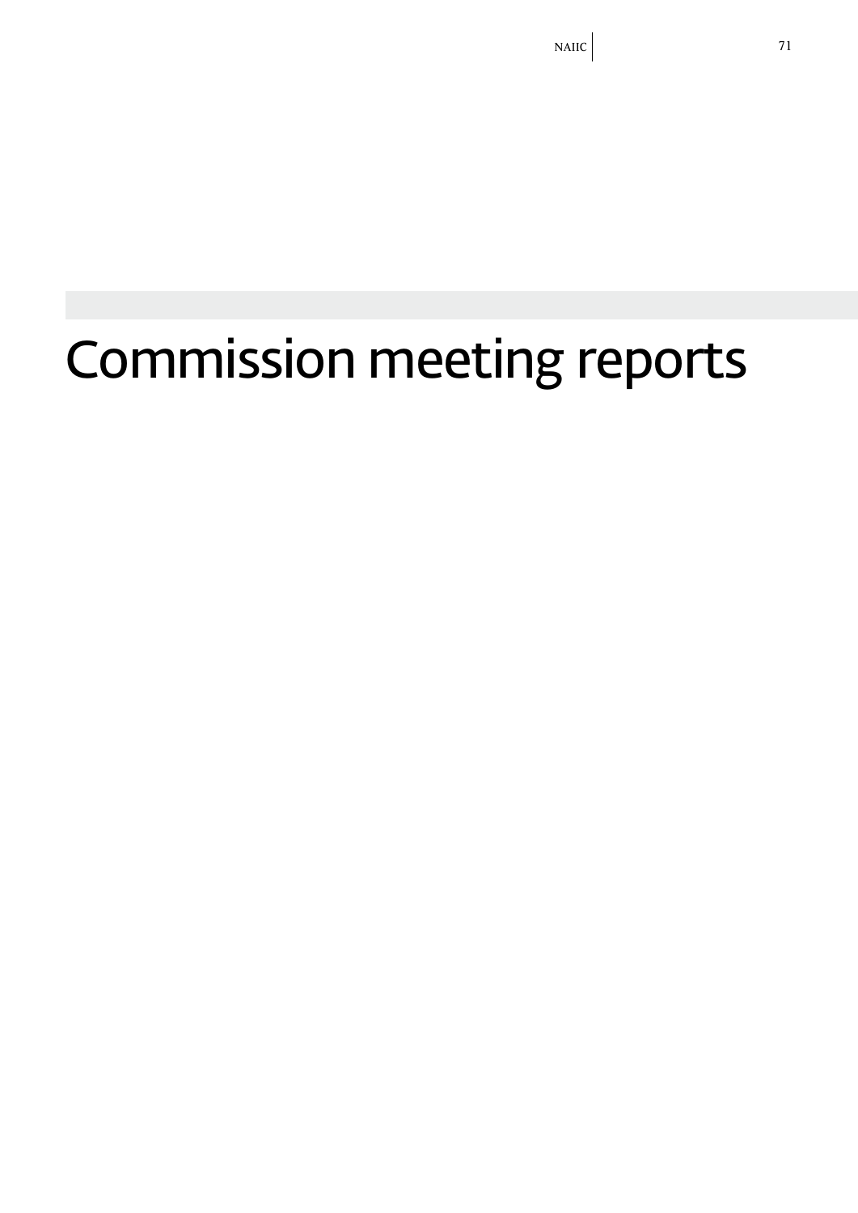# Commission meeting reports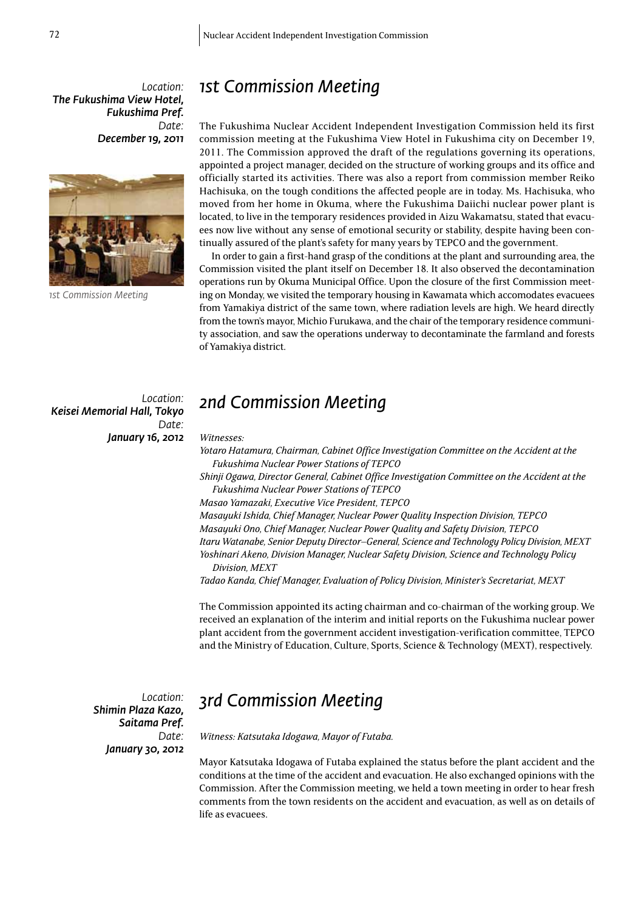Location:
**The Fukushima View Hotel, Fukushima Pref.**
Date:
**December 19, 2011**

1st Commission Meeting

## 1st Commission Meeting

The Fukushima Nuclear Accident Independent Investigation Commission held its first commission meeting at the Fukushima View Hotel in Fukushima city on December 19, 2011. The Commission approved the draft of the regulations governing its operations, appointed a project manager, decided on the structure of working groups and its office and officially started its activities. There was also a report from commission member Reiko Hachisuka, on the tough conditions the affected people are in today. Ms. Hachisuka, who moved from her home in Okuma, where the Fukushima Daiichi nuclear power plant is located, to live in the temporary residences provided in Aizu Wakamatsu, stated that evacuees now live without any sense of emotional security or stability, despite having been continually assured of the plant's safety for many years by TEPCO and the government.

In order to gain a first-hand grasp of the conditions at the plant and surrounding area, the Commission visited the plant itself on December 18. It also observed the decontamination operations run by Okuma Municipal Office. Upon the closure of the first Commission meeting on Monday, we visited the temporary housing in Kawamata which accomodates evacuees from Yamakiya district of the same town, where radiation levels are high. We heard directly from the town's mayor, Michio Furukawa, and the chair of the temporary residence community association, and saw the operations underway to decontaminate the farmland and forests of Yamakiya district.

Location:
**Keisei Memorial Hall, Tokyo**
Date:
**January 16, 2012**

## 2nd Commission Meeting

*Witnesses:*

*Yotaro Hatamura, Chairman, Cabinet Office Investigation Committee on the Accident at the Fukushima Nuclear Power Stations of TEPCO*
*Shinji Ogawa, Director General, Cabinet Office Investigation Committee on the Accident at the Fukushima Nuclear Power Stations of TEPCO*
*Masao Yamazaki, Executive Vice President, TEPCO*
*Masayuki Ishida, Chief Manager, Nuclear Power Quality Inspection Division, TEPCO*
*Masayuki Ono, Chief Manager, Nuclear Power Quality and Safety Division, TEPCO*
*Itaru Watanabe, Senior Deputy Director–General, Science and Technology Policy Division, MEXT*
*Yoshinari Akeno, Division Manager, Nuclear Safety Division, Science and Technology Policy Division, MEXT*
*Tadao Kanda, Chief Manager, Evaluation of Policy Division, Minister's Secretariat, MEXT*

The Commission appointed its acting chairman and co-chairman of the working group. We received an explanation of the interim and initial reports on the Fukushima nuclear power plant accident from the government accident investigation-verification committee, TEPCO and the Ministry of Education, Culture, Sports, Science & Technology (MEXT), respectively.

Location:
**Shimin Plaza Kazo, Saitama Pref.**
Date:
**January 30, 2012**

## 3rd Commission Meeting

*Witness: Katsutaka Idogawa, Mayor of Futaba.*

Mayor Katsutaka Idogawa of Futaba explained the status before the plant accident and the conditions at the time of the accident and evacuation. He also exchanged opinions with the Commission. After the Commission meeting, we held a town meeting in order to hear fresh comments from the town residents on the accident and evacuation, as well as on details of life as evacuees.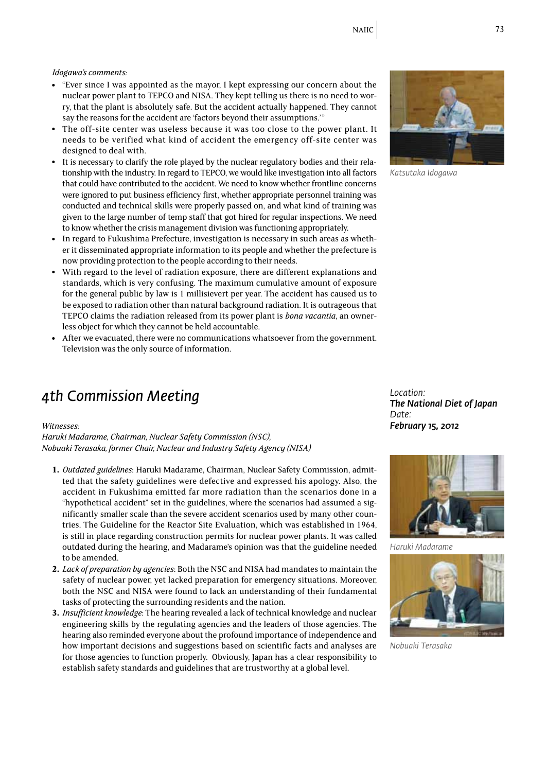*Idogawa's comments:*

- "Ever since I was appointed as the mayor, I kept expressing our concern about the nuclear power plant to TEPCO and NISA. They kept telling us there is no need to worry, that the plant is absolutely safe. But the accident actually happened. They cannot say the reasons for the accident are 'factors beyond their assumptions.'"
- The off-site center was useless because it was too close to the power plant. It needs to be verified what kind of accident the emergency off-site center was designed to deal with.
- It is necessary to clarify the role played by the nuclear regulatory bodies and their relationship with the industry. In regard to TEPCO, we would like investigation into all factors that could have contributed to the accident. We need to know whether frontline concerns were ignored to put business efficiency first, whether appropriate personnel training was conducted and technical skills were properly passed on, and what kind of training was given to the large number of temp staff that got hired for regular inspections. We need to know whether the crisis management division was functioning appropriately.
- In regard to Fukushima Prefecture, investigation is necessary in such areas as whether it disseminated appropriate information to its people and whether the prefecture is now providing protection to the people according to their needs.
- With regard to the level of radiation exposure, there are different explanations and standards, which is very confusing. The maximum cumulative amount of exposure for the general public by law is 1 millisievert per year. The accident has caused us to be exposed to radiation other than natural background radiation. It is outrageous that TEPCO claims the radiation released from its power plant is *bona vacantia*, an ownerless object for which they cannot be held accountable.
- After we evacuated, there were no communications whatsoever from the government. Television was the only source of information.

Katsutaka Idogawa

## 4th Commission Meeting

*Location:*
***The National Diet of Japan***
*Date:*
***February 15, 2012***

*Witnesses:*
*Haruki Madarame, Chairman, Nuclear Safety Commission (NSC),*
*Nobuaki Terasaka, former Chair, Nuclear and Industry Safety Agency (NISA)*

1. *Outdated guidelines*: Haruki Madarame, Chairman, Nuclear Safety Commission, admitted that the safety guidelines were defective and expressed his apology. Also, the accident in Fukushima emitted far more radiation than the scenarios done in a "hypothetical accident" set in the guidelines, where the scenarios had assumed a significantly smaller scale than the severe accident scenarios used by many other countries. The Guideline for the Reactor Site Evaluation, which was established in 1964, is still in place regarding construction permits for nuclear power plants. It was called outdated during the hearing, and Madarame's opinion was that the guideline needed to be amended.
2. *Lack of preparation by agencies*: Both the NSC and NISA had mandates to maintain the safety of nuclear power, yet lacked preparation for emergency situations. Moreover, both the NSC and NISA were found to lack an understanding of their fundamental tasks of protecting the surrounding residents and the nation.
3. *Insufficient knowledge*: The hearing revealed a lack of technical knowledge and nuclear engineering skills by the regulating agencies and the leaders of those agencies. The hearing also reminded everyone about the profound importance of independence and how important decisions and suggestions based on scientific facts and analyses are for those agencies to function properly. Obviously, Japan has a clear responsibility to establish safety standards and guidelines that are trustworthy at a global level.

Haruki Madarame

Nobuaki Terasaka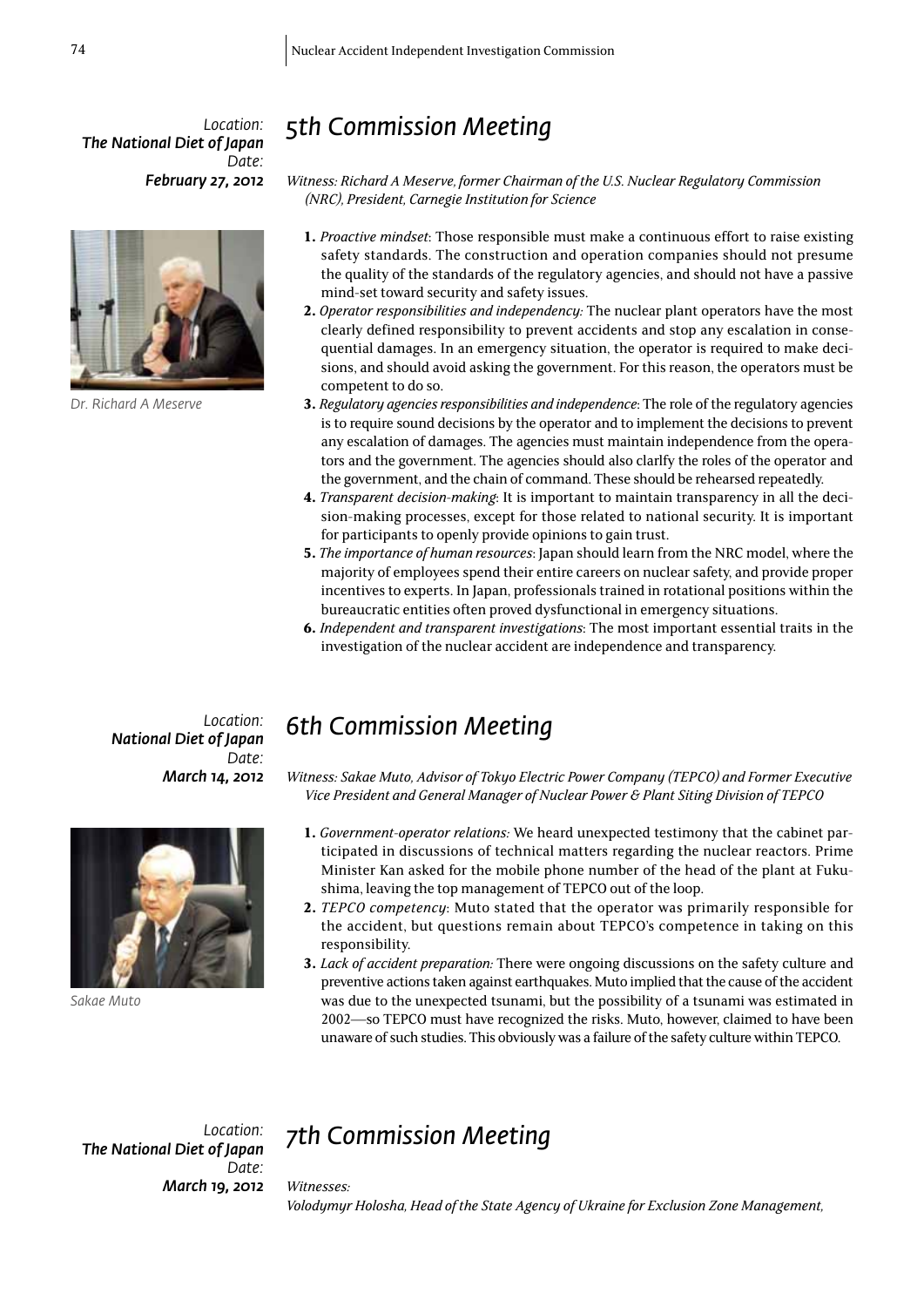## 5th Commission Meeting

*Location:* ***The National Diet of Japan***
*Date:* ***February 27, 2012***

Dr. Richard A Meserve

*Witness: Richard A Meserve, former Chairman of the U.S. Nuclear Regulatory Commission (NRC), President, Carnegie Institution for Science*

1. *Proactive mindset*: Those responsible must make a continuous effort to raise existing safety standards. The construction and operation companies should not presume the quality of the standards of the regulatory agencies, and should not have a passive mind-set toward security and safety issues.
2. *Operator responsibilities and independency:* The nuclear plant operators have the most clearly defined responsibility to prevent accidents and stop any escalation in consequential damages. In an emergency situation, the operator is required to make decisions, and should avoid asking the government. For this reason, the operators must be competent to do so.
3. *Regulatory agencies responsibilities and independence*: The role of the regulatory agencies is to require sound decisions by the operator and to implement the decisions to prevent any escalation of damages. The agencies must maintain independence from the operators and the government. The agencies should also clarlfy the roles of the operator and the government, and the chain of command. These should be rehearsed repeatedly.
4. *Transparent decision-making*: It is important to maintain transparency in all the decision-making processes, except for those related to national security. It is important for participants to openly provide opinions to gain trust.
5. *The importance of human resources*: Japan should learn from the NRC model, where the majority of employees spend their entire careers on nuclear safety, and provide proper incentives to experts. In Japan, professionals trained in rotational positions within the bureaucratic entities often proved dysfunctional in emergency situations.
6. *Independent and transparent investigations*: The most important essential traits in the investigation of the nuclear accident are independence and transparency.

## 6th Commission Meeting

*Location:* ***National Diet of Japan***
*Date:* ***March 14, 2012***

Sakae Muto

*Witness: Sakae Muto, Advisor of Tokyo Electric Power Company (TEPCO) and Former Executive Vice President and General Manager of Nuclear Power & Plant Siting Division of TEPCO*

1. *Government-operator relations:* We heard unexpected testimony that the cabinet participated in discussions of technical matters regarding the nuclear reactors. Prime Minister Kan asked for the mobile phone number of the head of the plant at Fukushima, leaving the top management of TEPCO out of the loop.
2. *TEPCO competency*: Muto stated that the operator was primarily responsible for the accident, but questions remain about TEPCO's competence in taking on this responsibility.
3. *Lack of accident preparation:* There were ongoing discussions on the safety culture and preventive actions taken against earthquakes. Muto implied that the cause of the accident was due to the unexpected tsunami, but the possibility of a tsunami was estimated in 2002—so TEPCO must have recognized the risks. Muto, however, claimed to have been unaware of such studies. This obviously was a failure of the safety culture within TEPCO.

## 7th Commission Meeting

*Location:* ***The National Diet of Japan***
*Date:* ***March 19, 2012***

*Witnesses:*

*Volodymyr Holosha, Head of the State Agency of Ukraine for Exclusion Zone Management,*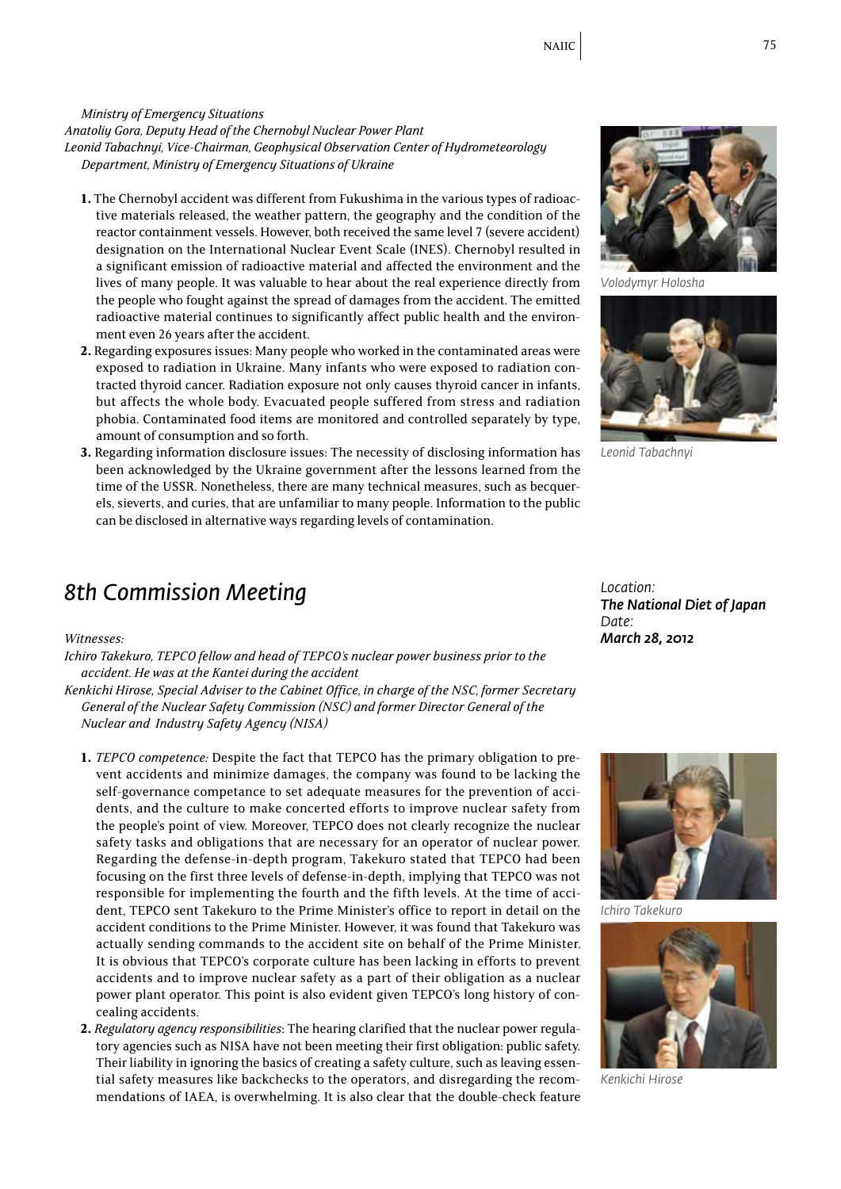Ministry of Emergency Situations

*Anatoliy Gora, Deputy Head of the Chernobyl Nuclear Power Plant*
*Leonid Tabachnyi, Vice-Chairman, Geophysical Observation Center of Hydrometeorology Department, Ministry of Emergency Situations of Ukraine*

1. The Chernobyl accident was different from Fukushima in the various types of radioactive materials released, the weather pattern, the geography and the condition of the reactor containment vessels. However, both received the same level 7 (severe accident) designation on the International Nuclear Event Scale (INES). Chernobyl resulted in a significant emission of radioactive material and affected the environment and the lives of many people. It was valuable to hear about the real experience directly from the people who fought against the spread of damages from the accident. The emitted radioactive material continues to significantly affect public health and the environment even 26 years after the accident.
2. Regarding exposures issues: Many people who worked in the contaminated areas were exposed to radiation in Ukraine. Many infants who were exposed to radiation contracted thyroid cancer. Radiation exposure not only causes thyroid cancer in infants, but affects the whole body. Evacuated people suffered from stress and radiation phobia. Contaminated food items are monitored and controlled separately by type, amount of consumption and so forth.
3. Regarding information disclosure issues: The necessity of disclosing information has been acknowledged by the Ukraine government after the lessons learned from the time of the USSR. Nonetheless, there are many technical measures, such as becquerels, sieverts, and curies, that are unfamiliar to many people. Information to the public can be disclosed in alternative ways regarding levels of contamination.

Volodymyr Holosha

Leonid Tabachnyi

## 8th Commission Meeting

*Location:*
***The National Diet of Japan***
*Date:*
***March 28, 2012***

*Witnesses:*
*Ichiro Takekuro, TEPCO fellow and head of TEPCO's nuclear power business prior to the accident. He was at the Kantei during the accident*
*Kenkichi Hirose, Special Adviser to the Cabinet Office, in charge of the NSC, former Secretary General of the Nuclear Safety Commission (NSC) and former Director General of the Nuclear and Industry Safety Agency (NISA)*

1. *TEPCO competence:* Despite the fact that TEPCO has the primary obligation to prevent accidents and minimize damages, the company was found to be lacking the self-governance competance to set adequate measures for the prevention of accidents, and the culture to make concerted efforts to improve nuclear safety from the people's point of view. Moreover, TEPCO does not clearly recognize the nuclear safety tasks and obligations that are necessary for an operator of nuclear power. Regarding the defense-in-depth program, Takekuro stated that TEPCO had been focusing on the first three levels of defense-in-depth, implying that TEPCO was not responsible for implementing the fourth and the fifth levels. At the time of accident, TEPCO sent Takekuro to the Prime Minister's office to report in detail on the accident conditions to the Prime Minister. However, it was found that Takekuro was actually sending commands to the accident site on behalf of the Prime Minister. It is obvious that TEPCO's corporate culture has been lacking in efforts to prevent accidents and to improve nuclear safety as a part of their obligation as a nuclear power plant operator. This point is also evident given TEPCO's long history of concealing accidents.
2. *Regulatory agency responsibilities*: The hearing clarified that the nuclear power regulatory agencies such as NISA have not been meeting their first obligation: public safety. Their liability in ignoring the basics of creating a safety culture, such as leaving essential safety measures like backchecks to the operators, and disregarding the recommendations of IAEA, is overwhelming. It is also clear that the double-check feature

Ichiro Takekuro

Kenkichi Hirose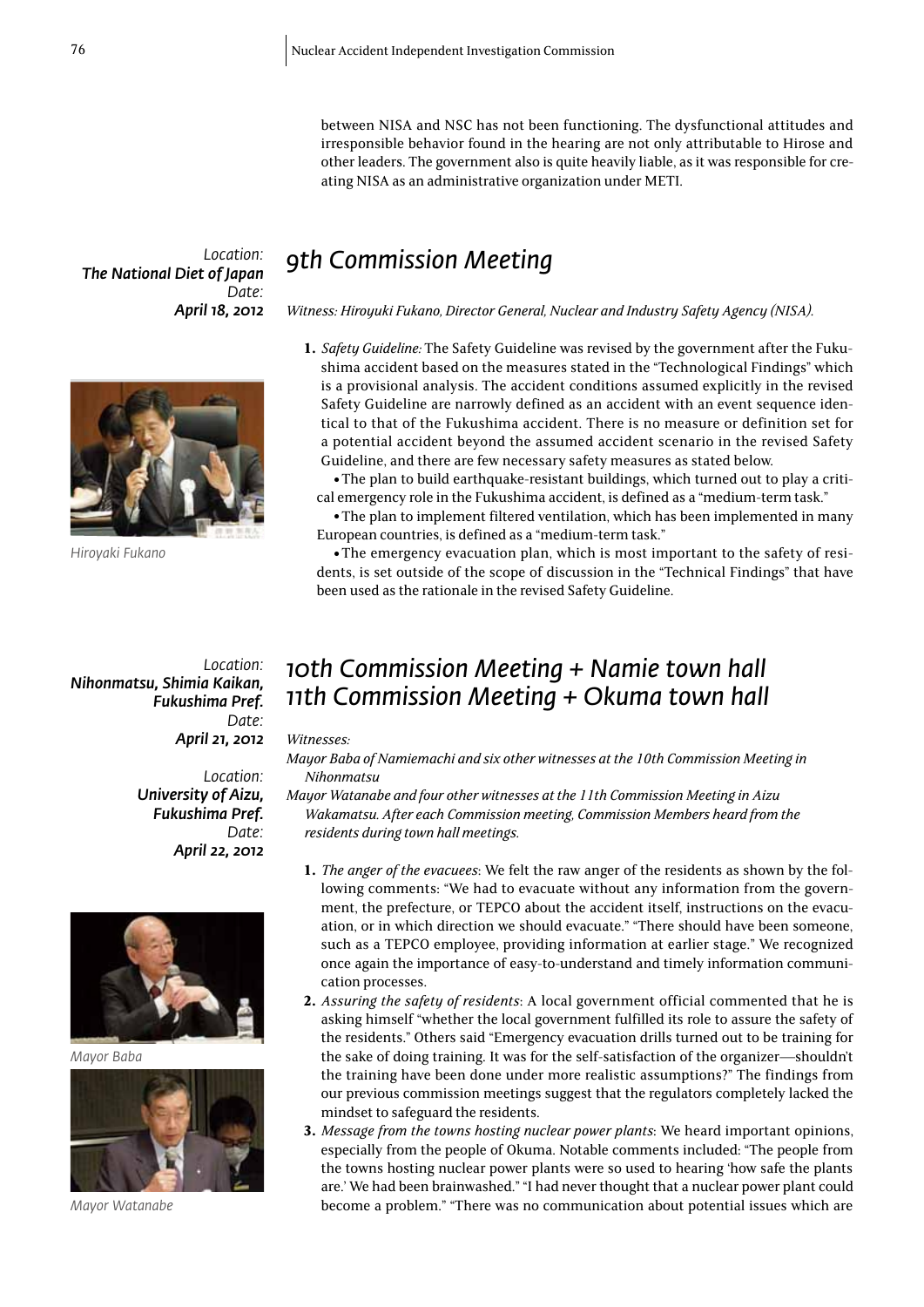between NISA and NSC has not been functioning. The dysfunctional attitudes and irresponsible behavior found in the hearing are not only attributable to Hirose and other leaders. The government also is quite heavily liable, as it was responsible for creating NISA as an administrative organization under METI.

## *9th Commission Meeting*

*Location:* ***The National Diet of Japan***
*Date:* ***April 18, 2012***

*Witness: Hiroyuki Fukano, Director General, Nuclear and Industry Safety Agency (NISA).*

*Hiroyaki Fukano*

1. *Safety Guideline:* The Safety Guideline was revised by the government after the Fukushima accident based on the measures stated in the "Technological Findings" which is a provisional analysis. The accident conditions assumed explicitly in the revised Safety Guideline are narrowly defined as an accident with an event sequence identical to that of the Fukushima accident. There is no measure or definition set for a potential accident beyond the assumed accident scenario in the revised Safety Guideline, and there are few necessary safety measures as stated below.
   - The plan to build earthquake-resistant buildings, which turned out to play a critical emergency role in the Fukushima accident, is defined as a "medium-term task."
   - The plan to implement filtered ventilation, which has been implemented in many European countries, is defined as a "medium-term task."
   - The emergency evacuation plan, which is most important to the safety of residents, is set outside of the scope of discussion in the "Technical Findings" that have been used as the rationale in the revised Safety Guideline.

## *10th Commission Meeting + Namie town hall*
## *11th Commission Meeting + Okuma town hall*

*Location:* ***Nihonmatsu, Shimia Kaikan, Fukushima Pref.***
*Date:* ***April 21, 2012***

*Location:* ***University of Aizu, Fukushima Pref.***
*Date:* ***April 22, 2012***

*Witnesses:*
*Mayor Baba of Namiemachi and six other witnesses at the 10th Commission Meeting in Nihonmatsu*
*Mayor Watanabe and four other witnesses at the 11th Commission Meeting in Aizu Wakamatsu. After each Commission meeting, Commission Members heard from the residents during town hall meetings.*

*Mayor Baba*

*Mayor Watanabe*

1. *The anger of the evacuees*: We felt the raw anger of the residents as shown by the following comments: "We had to evacuate without any information from the government, the prefecture, or TEPCO about the accident itself, instructions on the evacuation, or in which direction we should evacuate." "There should have been someone, such as a TEPCO employee, providing information at earlier stage." We recognized once again the importance of easy-to-understand and timely information communication processes.
2. *Assuring the safety of residents*: A local government official commented that he is asking himself "whether the local government fulfilled its role to assure the safety of the residents." Others said "Emergency evacuation drills turned out to be training for the sake of doing training. It was for the self-satisfaction of the organizer—shouldn't the training have been done under more realistic assumptions?" The findings from our previous commission meetings suggest that the regulators completely lacked the mindset to safeguard the residents.
3. *Message from the towns hosting nuclear power plants*: We heard important opinions, especially from the people of Okuma. Notable comments included: "The people from the towns hosting nuclear power plants were so used to hearing 'how safe the plants are.' We had been brainwashed." "I had never thought that a nuclear power plant could become a problem." "There was no communication about potential issues which are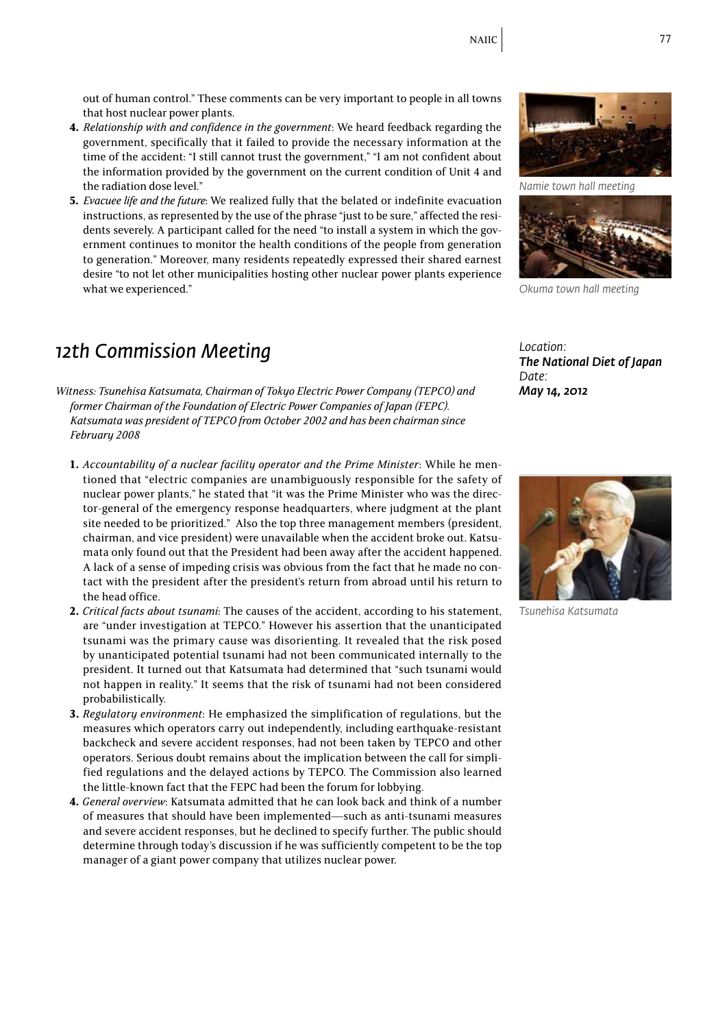out of human control." These comments can be very important to people in all towns that host nuclear power plants.

4. *Relationship with and confidence in the government*: We heard feedback regarding the government, specifically that it failed to provide the necessary information at the time of the accident: "I still cannot trust the government," "I am not confident about the information provided by the government on the current condition of Unit 4 and the radiation dose level."
5. *Evacuee life and the future*: We realized fully that the belated or indefinite evacuation instructions, as represented by the use of the phrase "just to be sure," affected the residents severely. A participant called for the need "to install a system in which the government continues to monitor the health conditions of the people from generation to generation." Moreover, many residents repeatedly expressed their shared earnest desire "to not let other municipalities hosting other nuclear power plants experience what we experienced."

Namie town hall meeting

Okuma town hall meeting

## 12th Commission Meeting

*Location:*
***The National Diet of Japan***
*Date:*
***May 14, 2012***

*Witness: Tsunehisa Katsumata, Chairman of Tokyo Electric Power Company (TEPCO) and former Chairman of the Foundation of Electric Power Companies of Japan (FEPC). Katsumata was president of TEPCO from October 2002 and has been chairman since February 2008*

1. *Accountability of a nuclear facility operator and the Prime Minister*: While he mentioned that "electric companies are unambiguously responsible for the safety of nuclear power plants," he stated that "it was the Prime Minister who was the director-general of the emergency response headquarters, where judgment at the plant site needed to be prioritized." Also the top three management members (president, chairman, and vice president) were unavailable when the accident broke out. Katsumata only found out that the President had been away after the accident happened. A lack of a sense of impeding crisis was obvious from the fact that he made no contact with the president after the president's return from abroad until his return to the head office.
2. *Critical facts about tsunami*: The causes of the accident, according to his statement, are "under investigation at TEPCO." However his assertion that the unanticipated tsunami was the primary cause was disorienting. It revealed that the risk posed by unanticipated potential tsunami had not been communicated internally to the president. It turned out that Katsumata had determined that "such tsunami would not happen in reality." It seems that the risk of tsunami had not been considered probabilistically.
3. *Regulatory environment*: He emphasized the simplification of regulations, but the measures which operators carry out independently, including earthquake-resistant backcheck and severe accident responses, had not been taken by TEPCO and other operators. Serious doubt remains about the implication between the call for simplified regulations and the delayed actions by TEPCO. The Commission also learned the little-known fact that the FEPC had been the forum for lobbying.
4. *General overview*: Katsumata admitted that he can look back and think of a number of measures that should have been implemented—such as anti-tsunami measures and severe accident responses, but he declined to specify further. The public should determine through today's discussion if he was sufficiently competent to be the top manager of a giant power company that utilizes nuclear power.

Tsunehisa Katsumata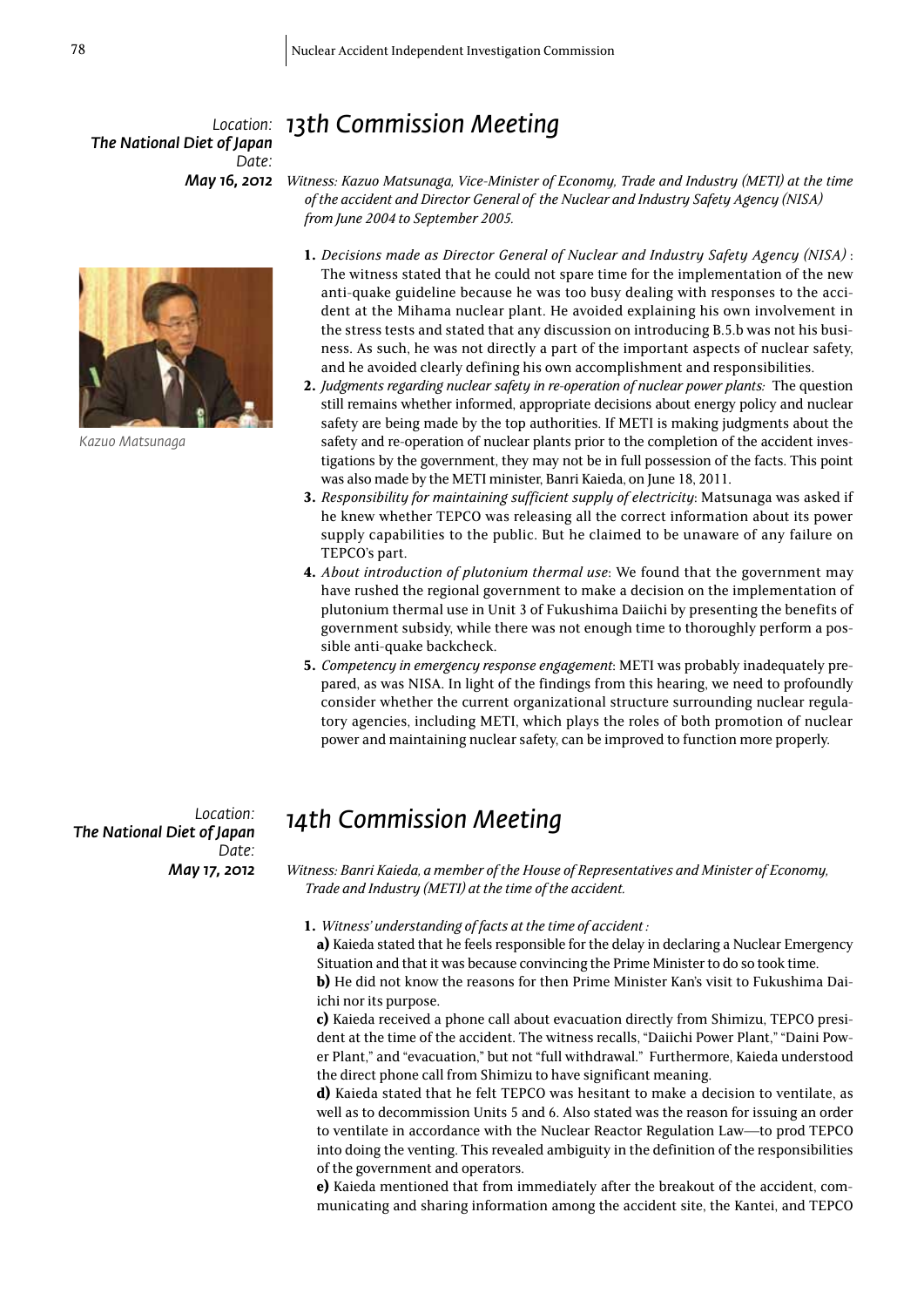Location:
**The National Diet of Japan**
Date:
**May 16, 2012**

## 13th Commission Meeting

*Witness: Kazuo Matsunaga, Vice-Minister of Economy, Trade and Industry (METI) at the time of the accident and Director General of the Nuclear and Industry Safety Agency (NISA) from June 2004 to September 2005.*

Kazuo Matsunaga

1. *Decisions made as Director General of Nuclear and Industry Safety Agency (NISA)* : The witness stated that he could not spare time for the implementation of the new anti-quake guideline because he was too busy dealing with responses to the accident at the Mihama nuclear plant. He avoided explaining his own involvement in the stress tests and stated that any discussion on introducing B.5.b was not his business. As such, he was not directly a part of the important aspects of nuclear safety, and he avoided clearly defining his own accomplishment and responsibilities.
2. *Judgments regarding nuclear safety in re-operation of nuclear power plants:* The question still remains whether informed, appropriate decisions about energy policy and nuclear safety are being made by the top authorities. If METI is making judgments about the safety and re-operation of nuclear plants prior to the completion of the accident investigations by the government, they may not be in full possession of the facts. This point was also made by the METI minister, Banri Kaieda, on June 18, 2011.
3. *Responsibility for maintaining sufficient supply of electricity*: Matsunaga was asked if he knew whether TEPCO was releasing all the correct information about its power supply capabilities to the public. But he claimed to be unaware of any failure on TEPCO's part.
4. *About introduction of plutonium thermal use*: We found that the government may have rushed the regional government to make a decision on the implementation of plutonium thermal use in Unit 3 of Fukushima Daiichi by presenting the benefits of government subsidy, while there was not enough time to thoroughly perform a possible anti-quake backcheck.
5. *Competency in emergency response engagement*: METI was probably inadequately prepared, as was NISA. In light of the findings from this hearing, we need to profoundly consider whether the current organizational structure surrounding nuclear regulatory agencies, including METI, which plays the roles of both promotion of nuclear power and maintaining nuclear safety, can be improved to function more properly.

Location:
**The National Diet of Japan**
Date:
**May 17, 2012**

## 14th Commission Meeting

*Witness: Banri Kaieda, a member of the House of Representatives and Minister of Economy, Trade and Industry (METI) at the time of the accident.*

1. *Witness' understanding of facts at the time of accident :*

   **a)** Kaieda stated that he feels responsible for the delay in declaring a Nuclear Emergency Situation and that it was because convincing the Prime Minister to do so took time.

   **b)** He did not know the reasons for then Prime Minister Kan's visit to Fukushima Daiichi nor its purpose.

   **c)** Kaieda received a phone call about evacuation directly from Shimizu, TEPCO president at the time of the accident. The witness recalls, "Daiichi Power Plant," "Daini Power Plant," and "evacuation," but not "full withdrawal." Furthermore, Kaieda understood the direct phone call from Shimizu to have significant meaning.

   **d)** Kaieda stated that he felt TEPCO was hesitant to make a decision to ventilate, as well as to decommission Units 5 and 6. Also stated was the reason for issuing an order to ventilate in accordance with the Nuclear Reactor Regulation Law—to prod TEPCO into doing the venting. This revealed ambiguity in the definition of the responsibilities of the government and operators.

   **e)** Kaieda mentioned that from immediately after the breakout of the accident, communicating and sharing information among the accident site, the Kantei, and TEPCO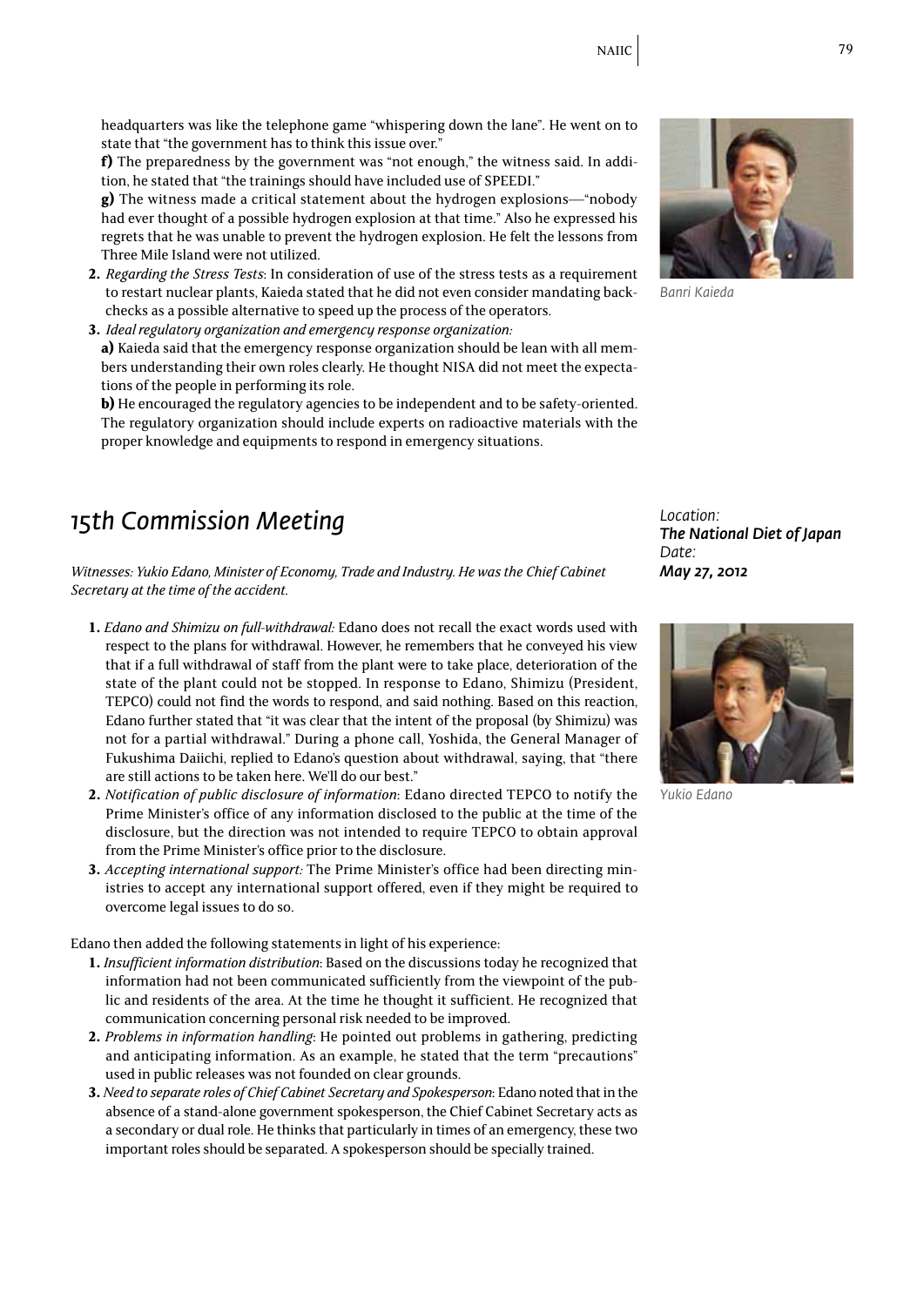headquarters was like the telephone game "whispering down the lane". He went on to state that "the government has to think this issue over."

**f)** The preparedness by the government was "not enough," the witness said. In addition, he stated that "the trainings should have included use of SPEEDI."

**g)** The witness made a critical statement about the hydrogen explosions—"nobody had ever thought of a possible hydrogen explosion at that time." Also he expressed his regrets that he was unable to prevent the hydrogen explosion. He felt the lessons from Three Mile Island were not utilized.

2. *Regarding the Stress Tests*: In consideration of use of the stress tests as a requirement to restart nuclear plants, Kaieda stated that he did not even consider mandating backchecks as a possible alternative to speed up the process of the operators.
3. *Ideal regulatory organization and emergency response organization:*

   **a)** Kaieda said that the emergency response organization should be lean with all members understanding their own roles clearly. He thought NISA did not meet the expectations of the people in performing its role.

   **b)** He encouraged the regulatory agencies to be independent and to be safety-oriented. The regulatory organization should include experts on radioactive materials with the proper knowledge and equipments to respond in emergency situations.

Banri Kaieda

## 15th Commission Meeting

*Location:*
***The National Diet of Japan***
*Date:*
***May 27, 2012***

*Witnesses: Yukio Edano, Minister of Economy, Trade and Industry. He was the Chief Cabinet Secretary at the time of the accident.*

1. *Edano and Shimizu on full-withdrawal:* Edano does not recall the exact words used with respect to the plans for withdrawal. However, he remembers that he conveyed his view that if a full withdrawal of staff from the plant were to take place, deterioration of the state of the plant could not be stopped. In response to Edano, Shimizu (President, TEPCO) could not find the words to respond, and said nothing. Based on this reaction, Edano further stated that "it was clear that the intent of the proposal (by Shimizu) was not for a partial withdrawal." During a phone call, Yoshida, the General Manager of Fukushima Daiichi, replied to Edano's question about withdrawal, saying, that "there are still actions to be taken here. We'll do our best."
2. *Notification of public disclosure of information*: Edano directed TEPCO to notify the Prime Minister's office of any information disclosed to the public at the time of the disclosure, but the direction was not intended to require TEPCO to obtain approval from the Prime Minister's office prior to the disclosure.
3. *Accepting international support:* The Prime Minister's office had been directing ministries to accept any international support offered, even if they might be required to overcome legal issues to do so.

Yukio Edano

Edano then added the following statements in light of his experience:

1. *Insufficient information distribution*: Based on the discussions today he recognized that information had not been communicated sufficiently from the viewpoint of the public and residents of the area. At the time he thought it sufficient. He recognized that communication concerning personal risk needed to be improved.
2. *Problems in information handling*: He pointed out problems in gathering, predicting and anticipating information. As an example, he stated that the term "precautions" used in public releases was not founded on clear grounds.
3. *Need to separate roles of Chief Cabinet Secretary and Spokesperson*: Edano noted that in the absence of a stand-alone government spokesperson, the Chief Cabinet Secretary acts as a secondary or dual role. He thinks that particularly in times of an emergency, these two important roles should be separated. A spokesperson should be specially trained.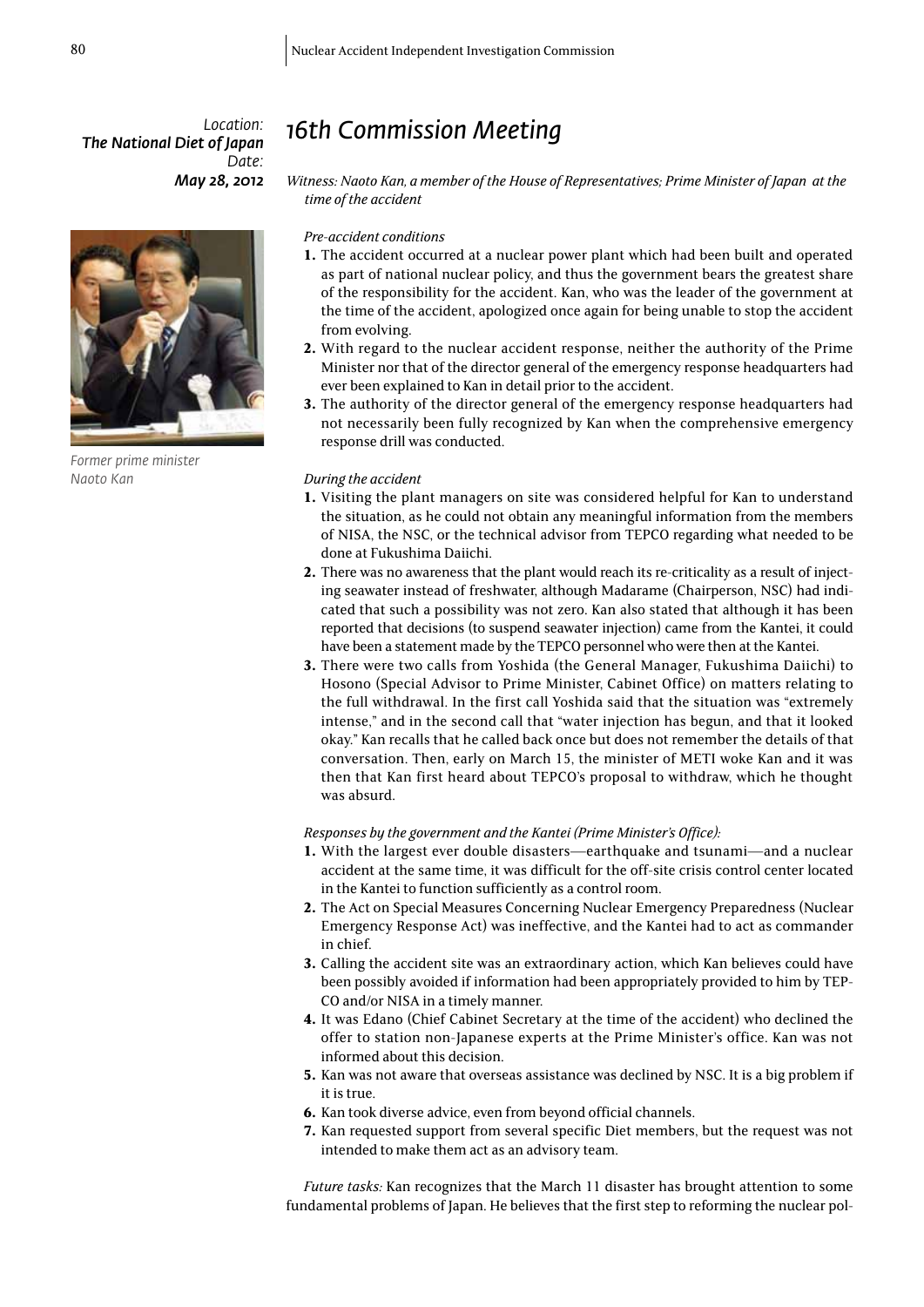Location:
***The National Diet of Japan***
Date:
***May 28, 2012***

# *16th Commission Meeting*

*Witness: Naoto Kan, a member of the House of Representatives; Prime Minister of Japan at the time of the accident*

*Former prime minister Naoto Kan*

*Pre-accident conditions*

1. The accident occurred at a nuclear power plant which had been built and operated as part of national nuclear policy, and thus the government bears the greatest share of the responsibility for the accident. Kan, who was the leader of the government at the time of the accident, apologized once again for being unable to stop the accident from evolving.
2. With regard to the nuclear accident response, neither the authority of the Prime Minister nor that of the director general of the emergency response headquarters had ever been explained to Kan in detail prior to the accident.
3. The authority of the director general of the emergency response headquarters had not necessarily been fully recognized by Kan when the comprehensive emergency response drill was conducted.

*During the accident*

1. Visiting the plant managers on site was considered helpful for Kan to understand the situation, as he could not obtain any meaningful information from the members of NISA, the NSC, or the technical advisor from TEPCO regarding what needed to be done at Fukushima Daiichi.
2. There was no awareness that the plant would reach its re-criticality as a result of injecting seawater instead of freshwater, although Madarame (Chairperson, NSC) had indicated that such a possibility was not zero. Kan also stated that although it has been reported that decisions (to suspend seawater injection) came from the Kantei, it could have been a statement made by the TEPCO personnel who were then at the Kantei.
3. There were two calls from Yoshida (the General Manager, Fukushima Daiichi) to Hosono (Special Advisor to Prime Minister, Cabinet Office) on matters relating to the full withdrawal. In the first call Yoshida said that the situation was "extremely intense," and in the second call that "water injection has begun, and that it looked okay." Kan recalls that he called back once but does not remember the details of that conversation. Then, early on March 15, the minister of METI woke Kan and it was then that Kan first heard about TEPCO's proposal to withdraw, which he thought was absurd.

*Responses by the government and the Kantei (Prime Minister's Office):*

1. With the largest ever double disasters—earthquake and tsunami—and a nuclear accident at the same time, it was difficult for the off-site crisis control center located in the Kantei to function sufficiently as a control room.
2. The Act on Special Measures Concerning Nuclear Emergency Preparedness (Nuclear Emergency Response Act) was ineffective, and the Kantei had to act as commander in chief.
3. Calling the accident site was an extraordinary action, which Kan believes could have been possibly avoided if information had been appropriately provided to him by TEPCO and/or NISA in a timely manner.
4. It was Edano (Chief Cabinet Secretary at the time of the accident) who declined the offer to station non-Japanese experts at the Prime Minister's office. Kan was not informed about this decision.
5. Kan was not aware that overseas assistance was declined by NSC. It is a big problem if it is true.
6. Kan took diverse advice, even from beyond official channels.
7. Kan requested support from several specific Diet members, but the request was not intended to make them act as an advisory team.

*Future tasks:* Kan recognizes that the March 11 disaster has brought attention to some fundamental problems of Japan. He believes that the first step to reforming the nuclear pol-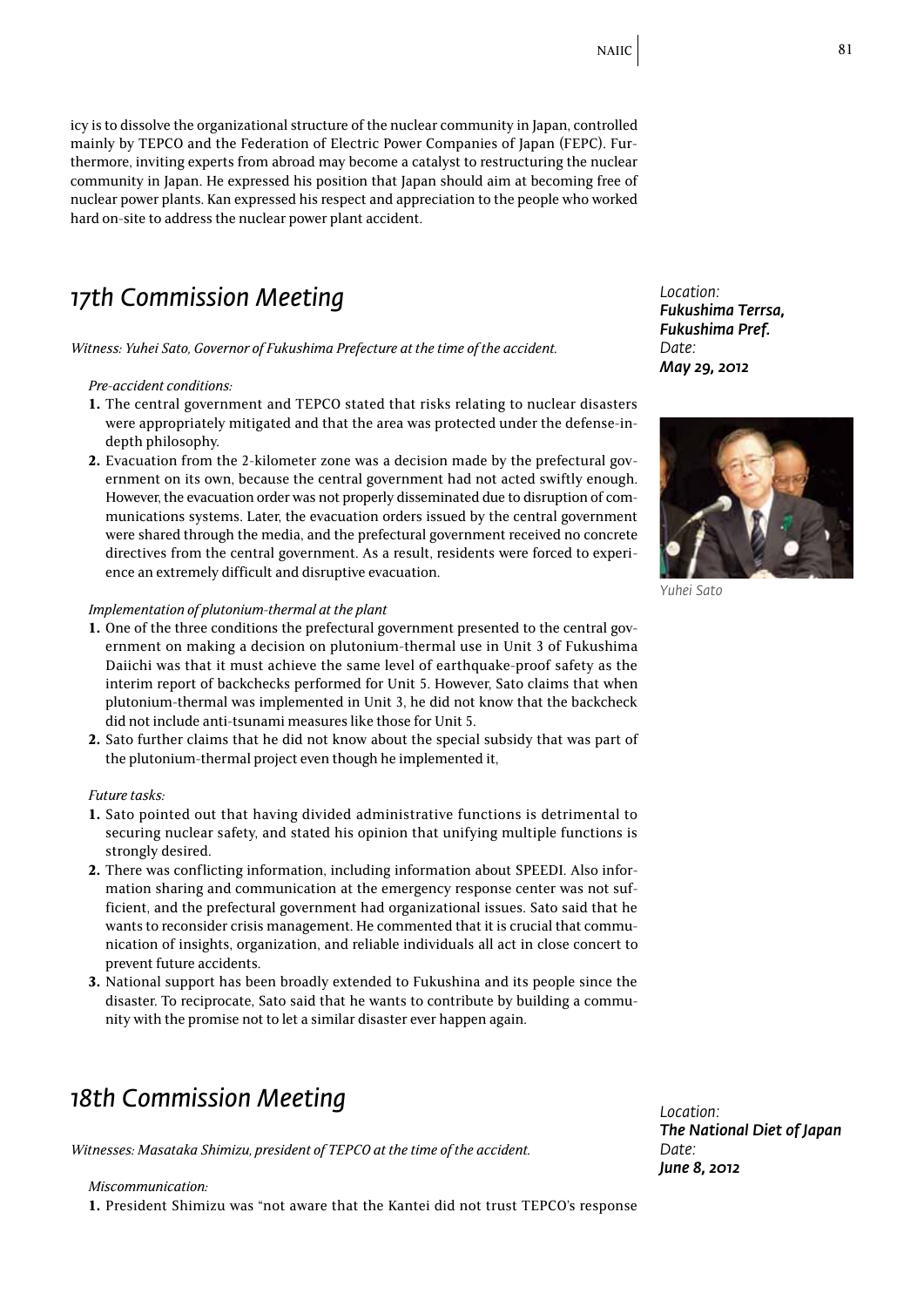icy is to dissolve the organizational structure of the nuclear community in Japan, controlled mainly by TEPCO and the Federation of Electric Power Companies of Japan (FEPC). Furthermore, inviting experts from abroad may become a catalyst to restructuring the nuclear community in Japan. He expressed his position that Japan should aim at becoming free of nuclear power plants. Kan expressed his respect and appreciation to the people who worked hard on-site to address the nuclear power plant accident.

## 17th Commission Meeting

*Location:* ***Fukushima Terrsa, Fukushima Pref.***
*Date:* ***May 29, 2012***

*Yuhei Sato*

*Witness: Yuhei Sato, Governor of Fukushima Prefecture at the time of the accident.*

*Pre-accident conditions:*

1. The central government and TEPCO stated that risks relating to nuclear disasters were appropriately mitigated and that the area was protected under the defense-in-depth philosophy.
2. Evacuation from the 2-kilometer zone was a decision made by the prefectural government on its own, because the central government had not acted swiftly enough. However, the evacuation order was not properly disseminated due to disruption of communications systems. Later, the evacuation orders issued by the central government were shared through the media, and the prefectural government received no concrete directives from the central government. As a result, residents were forced to experience an extremely difficult and disruptive evacuation.

*Implementation of plutonium-thermal at the plant*

1. One of the three conditions the prefectural government presented to the central government on making a decision on plutonium-thermal use in Unit 3 of Fukushima Daiichi was that it must achieve the same level of earthquake-proof safety as the interim report of backchecks performed for Unit 5. However, Sato claims that when plutonium-thermal was implemented in Unit 3, he did not know that the backcheck did not include anti-tsunami measures like those for Unit 5.
2. Sato further claims that he did not know about the special subsidy that was part of the plutonium-thermal project even though he implemented it,

*Future tasks:*

1. Sato pointed out that having divided administrative functions is detrimental to securing nuclear safety, and stated his opinion that unifying multiple functions is strongly desired.
2. There was conflicting information, including information about SPEEDI. Also information sharing and communication at the emergency response center was not sufficient, and the prefectural government had organizational issues. Sato said that he wants to reconsider crisis management. He commented that it is crucial that communication of insights, organization, and reliable individuals all act in close concert to prevent future accidents.
3. National support has been broadly extended to Fukushina and its people since the disaster. To reciprocate, Sato said that he wants to contribute by building a community with the promise not to let a similar disaster ever happen again.

## 18th Commission Meeting

*Location:* ***The National Diet of Japan***
*Date:* ***June 8, 2012***

*Witnesses: Masataka Shimizu, president of TEPCO at the time of the accident.*

*Miscommunication:*

1. President Shimizu was "not aware that the Kantei did not trust TEPCO's response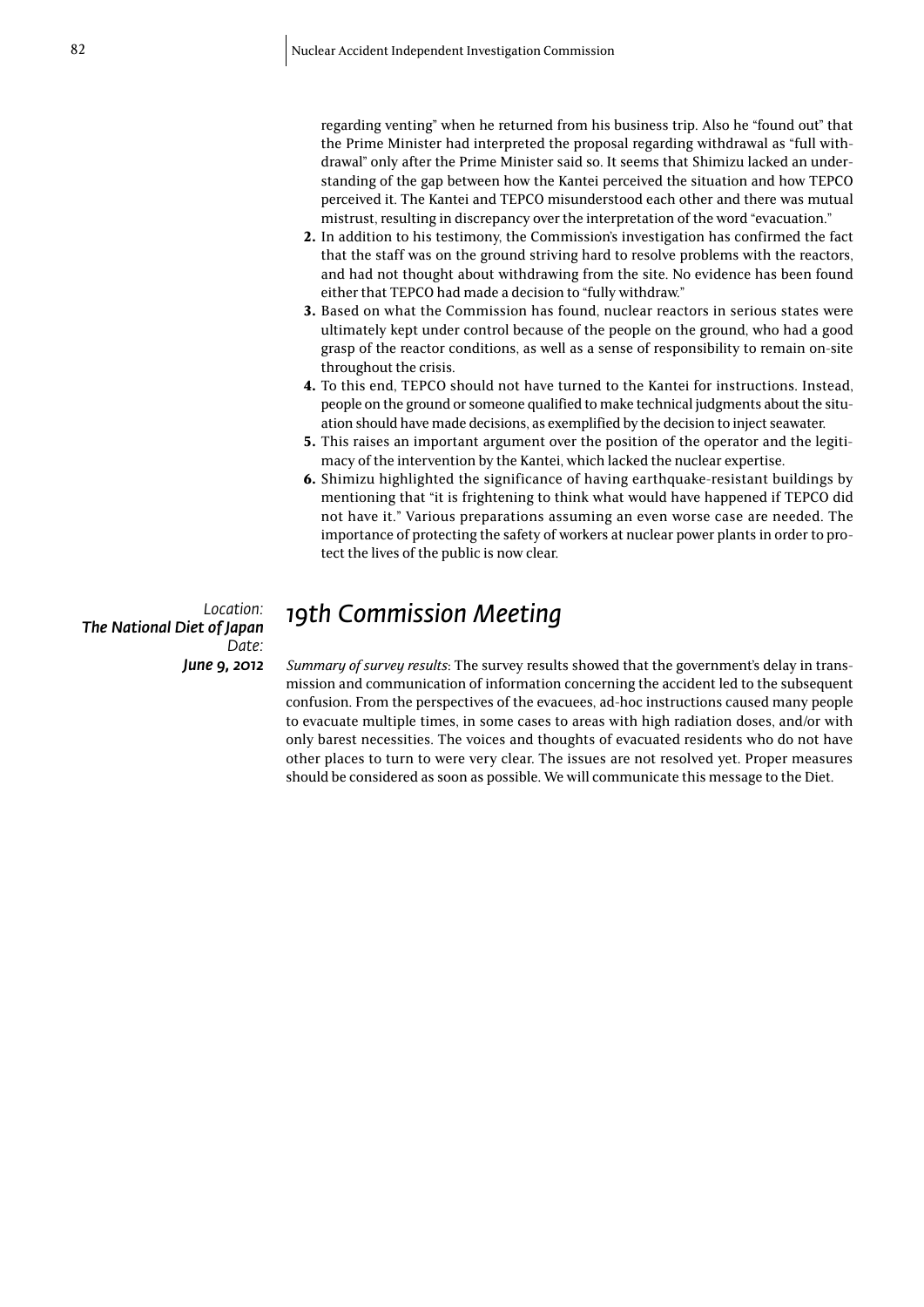regarding venting" when he returned from his business trip. Also he "found out" that the Prime Minister had interpreted the proposal regarding withdrawal as "full withdrawal" only after the Prime Minister said so. It seems that Shimizu lacked an understanding of the gap between how the Kantei perceived the situation and how TEPCO perceived it. The Kantei and TEPCO misunderstood each other and there was mutual mistrust, resulting in discrepancy over the interpretation of the word "evacuation."

2. In addition to his testimony, the Commission's investigation has confirmed the fact that the staff was on the ground striving hard to resolve problems with the reactors, and had not thought about withdrawing from the site. No evidence has been found either that TEPCO had made a decision to "fully withdraw."
3. Based on what the Commission has found, nuclear reactors in serious states were ultimately kept under control because of the people on the ground, who had a good grasp of the reactor conditions, as well as a sense of responsibility to remain on-site throughout the crisis.
4. To this end, TEPCO should not have turned to the Kantei for instructions. Instead, people on the ground or someone qualified to make technical judgments about the situation should have made decisions, as exemplified by the decision to inject seawater.
5. This raises an important argument over the position of the operator and the legitimacy of the intervention by the Kantei, which lacked the nuclear expertise.
6. Shimizu highlighted the significance of having earthquake-resistant buildings by mentioning that "it is frightening to think what would have happened if TEPCO did not have it." Various preparations assuming an even worse case are needed. The importance of protecting the safety of workers at nuclear power plants in order to protect the lives of the public is now clear.

## 19th Commission Meeting

*Location:* ***The National Diet of Japan***
*Date:* ***June 9, 2012***

*Summary of survey results*: The survey results showed that the government's delay in transmission and communication of information concerning the accident led to the subsequent confusion. From the perspectives of the evacuees, ad-hoc instructions caused many people to evacuate multiple times, in some cases to areas with high radiation doses, and/or with only barest necessities. The voices and thoughts of evacuated residents who do not have other places to turn to were very clear. The issues are not resolved yet. Proper measures should be considered as soon as possible. We will communicate this message to the Diet.